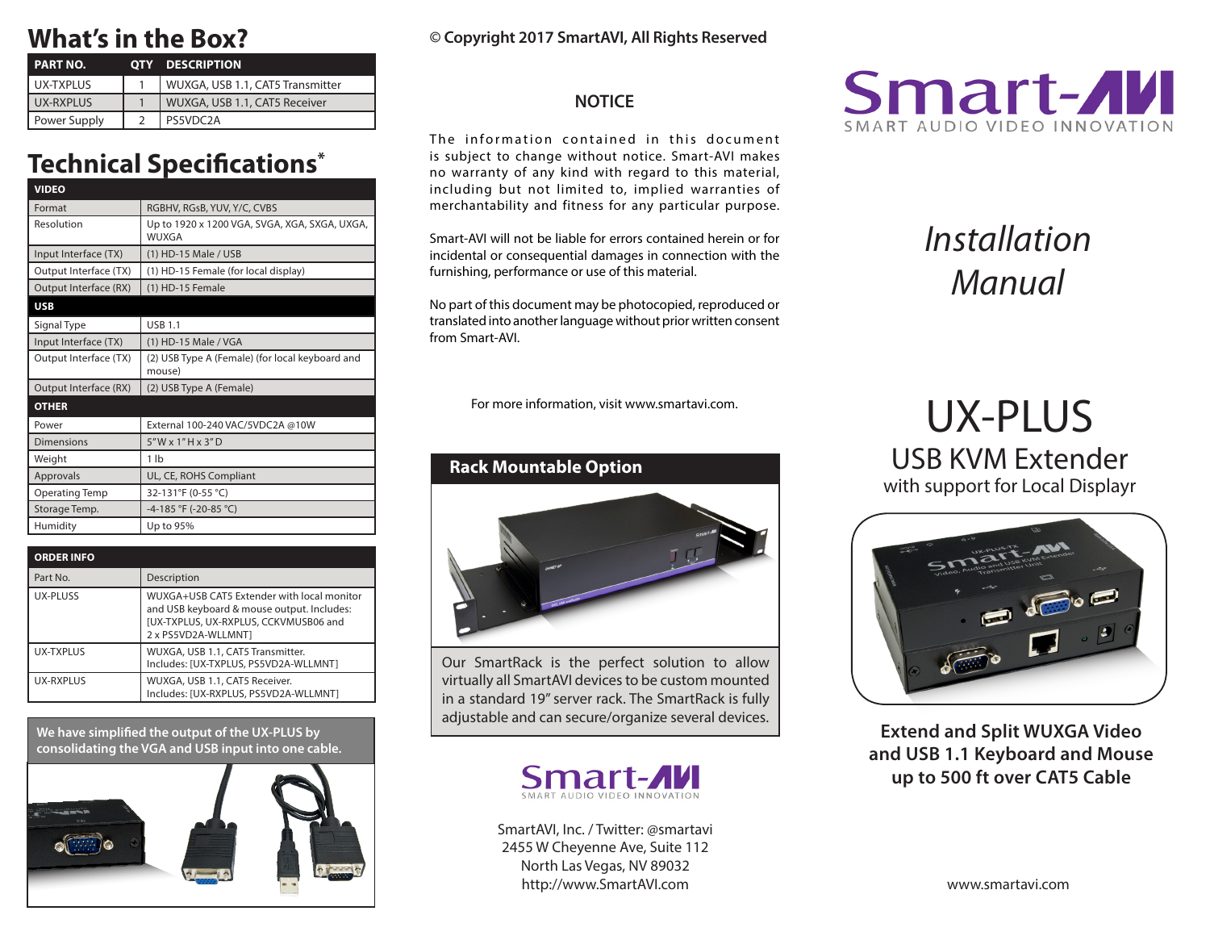## What's in the Box?

| PART NO. | QTY | DESCRIPTION |
| --- | --- | --- |
| UX-TXPLUS | 1 | WUXGA, USB 1.1, CAT5 Transmitter |
| UX-RXPLUS | 1 | WUXGA, USB 1.1, CAT5 Receiver |
| Power Supply | 2 | PS5VDC2A |

## Technical Specifications*

| VIDEO | |
| --- | --- |
| Format | RGBHV, RGsB, YUV, Y/C, CVBS |
| Resolution | Up to 1920 x 1200 VGA, SVGA, XGA, SXGA, UXGA, WUXGA |
| Input Interface (TX) | (1) HD-15 Male / USB |
| Output Interface (TX) | (1) HD-15 Female (for local display) |
| Output Interface (RX) | (1) HD-15 Female |
| **USB** | |
| Signal Type | USB 1.1 |
| Input Interface (TX) | (1) HD-15 Male / VGA |
| Output Interface (TX) | (2) USB Type A (Female) (for local keyboard and mouse) |
| Output Interface (RX) | (2) USB Type A (Female) |
| **OTHER** | |
| Power | External 100-240 VAC/5VDC2A @10W |
| Dimensions | 5" W x 1" H x 3" D |
| Weight | 1 lb |
| Approvals | UL, CE, ROHS Compliant |
| Operating Temp | 32-131°F (0-55 °C) |
| Storage Temp. | -4-185 °F (-20-85 °C) |
| Humidity | Up to 95% |

| ORDER INFO | |
| --- | --- |
| Part No. | Description |
| UX-PLUSS | WUXGA+USB CAT5 Extender with local monitor and USB keyboard & mouse output. Includes: [UX-TXPLUS, UX-RXPLUS, CCKVMUSB06 and 2 x PS5VD2A-WLLMNT] |
| UX-TXPLUS | WUXGA, USB 1.1, CAT5 Transmitter. Includes: [UX-TXPLUS, PS5VD2A-WLLMNT] |
| UX-RXPLUS | WUXGA, USB 1.1, CAT5 Receiver. Includes: [UX-RXPLUS, PS5VD2A-WLLMNT] |

**We have simplified the output of the UX-PLUS by consolidating the VGA and USB input into one cable.**

© Copyright 2017 SmartAVI, All Rights Reserved

### NOTICE

The information contained in this document is subject to change without notice. Smart-AVI makes no warranty of any kind with regard to this material, including but not limited to, implied warranties of merchantability and fitness for any particular purpose.

Smart-AVI will not be liable for errors contained herein or for incidental or consequential damages in connection with the furnishing, performance or use of this material.

No part of this document may be photocopied, reproduced or translated into another language without prior written consent from Smart-AVI.

For more information, visit www.smartavi.com.

### Rack Mountable Option

Our SmartRack is the perfect solution to allow virtually all SmartAVI devices to be custom mounted in a standard 19" server rack. The SmartRack is fully adjustable and can secure/organize several devices.

Smart-AVI
SMART AUDIO VIDEO INNOVATION

SmartAVI, Inc. / Twitter: @smartavi
2455 W Cheyenne Ave, Suite 112
North Las Vegas, NV 89032
http://www.SmartAVI.com

Smart-AVI
SMART AUDIO VIDEO INNOVATION

*Installation Manual*

# UX-PLUS

## USB KVM Extender

with support for Local Displayr

**Extend and Split WUXGA Video and USB 1.1 Keyboard and Mouse up to 500 ft over CAT5 Cable**

www.smartavi.com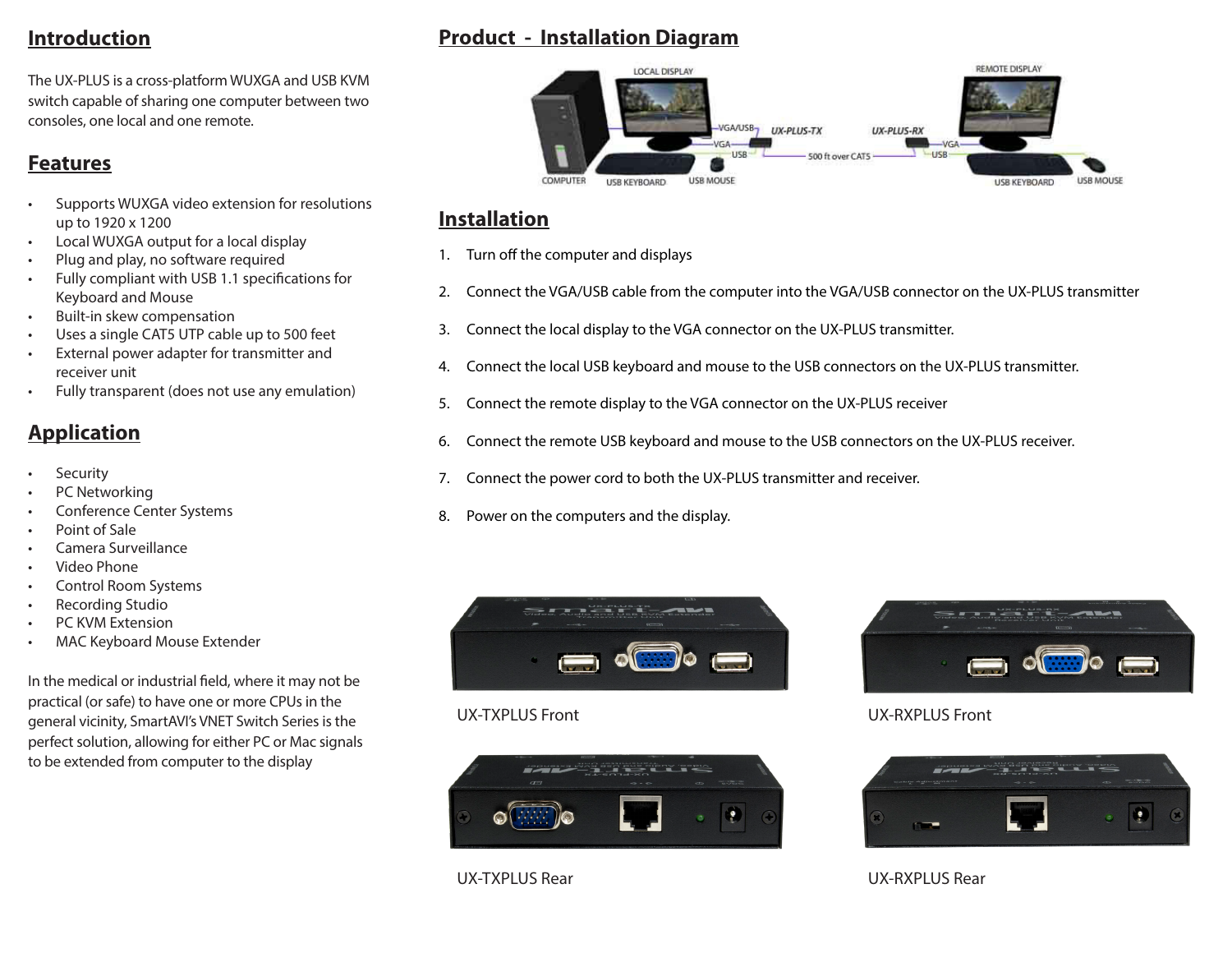## Introduction

The UX-PLUS is a cross-platform WUXGA and USB KVM switch capable of sharing one computer between two consoles, one local and one remote.

## Features

- Supports WUXGA video extension for resolutions up to 1920 x 1200
- Local WUXGA output for a local display
- Plug and play, no software required
- Fully compliant with USB 1.1 specifications for Keyboard and Mouse
- Built-in skew compensation
- Uses a single CAT5 UTP cable up to 500 feet
- External power adapter for transmitter and receiver unit
- Fully transparent (does not use any emulation)

## Application

- Security
- PC Networking
- Conference Center Systems
- Point of Sale
- Camera Surveillance
- Video Phone
- Control Room Systems
- Recording Studio
- PC KVM Extension
- MAC Keyboard Mouse Extender

In the medical or industrial field, where it may not be practical (or safe) to have one or more CPUs in the general vicinity, SmartAVI's VNET Switch Series is the perfect solution, allowing for either PC or Mac signals to be extended from computer to the display

## Product - Installation Diagram

LOCAL DISPLAY
VGA/USB
VGA
USB
UX-PLUS-TX
UX-PLUS-RX
500 ft over CAT5
REMOTE DISPLAY
VGA
USB
COMPUTER
USB KEYBOARD
USB MOUSE
USB KEYBOARD
USB MOUSE

## Installation

1. Turn off the computer and displays
2. Connect the VGA/USB cable from the computer into the VGA/USB connector on the UX-PLUS transmitter
3. Connect the local display to the VGA connector on the UX-PLUS transmitter.
4. Connect the local USB keyboard and mouse to the USB connectors on the UX-PLUS transmitter.
5. Connect the remote display to the VGA connector on the UX-PLUS receiver
6. Connect the remote USB keyboard and mouse to the USB connectors on the UX-PLUS receiver.
7. Connect the power cord to both the UX-PLUS transmitter and receiver.
8. Power on the computers and the display.

UX-TXPLUS Front

UX-RXPLUS Front

UX-TXPLUS Rear

UX-RXPLUS Rear